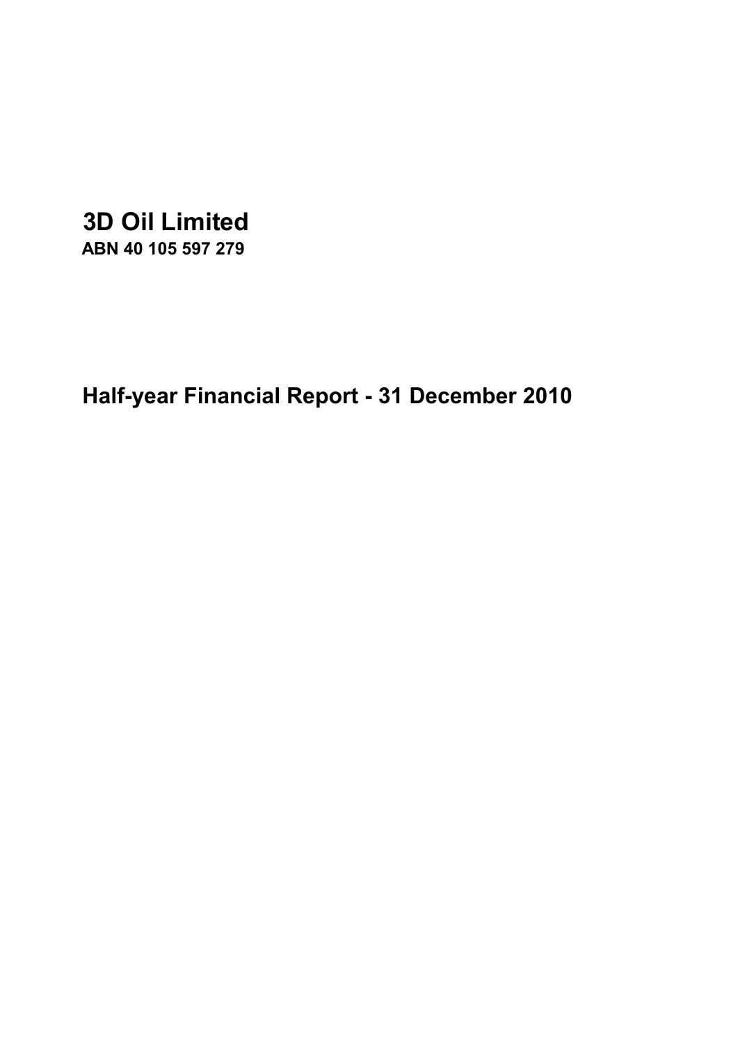# 3D Oil Limited

**ABN 40 105 597 279**

## Half-year Financial Report - 31 December 2010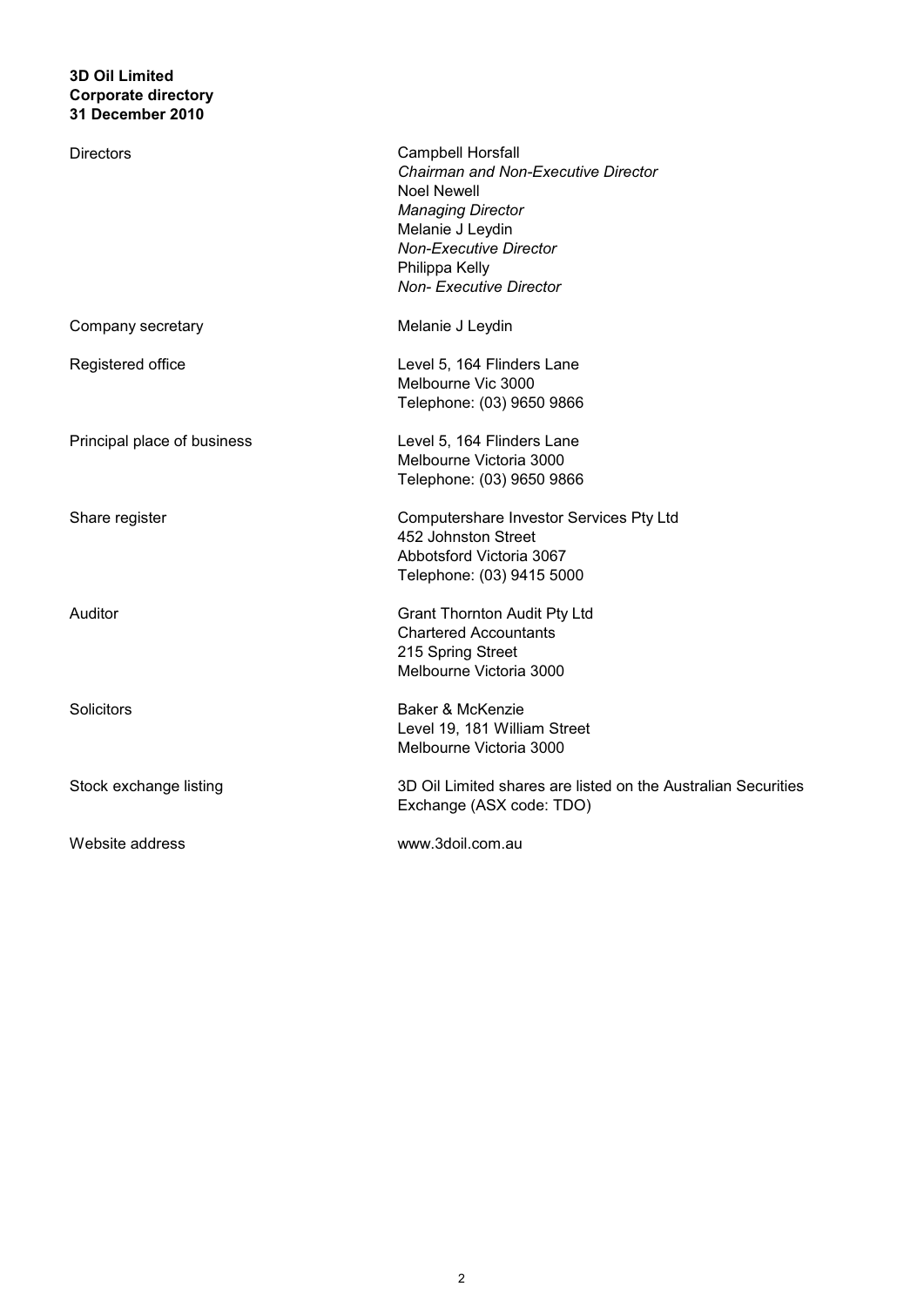**3D Oil Limited**
**Corporate directory**
**31 December 2010**

| | |
|---|---|
| Directors | Campbell Horsfall<br>*Chairman and Non-Executive Director*<br>Noel Newell<br>*Managing Director*<br>Melanie J Leydin<br>*Non-Executive Director*<br>Philippa Kelly<br>*Non- Executive Director* |
| Company secretary | Melanie J Leydin |
| Registered office | Level 5, 164 Flinders Lane<br>Melbourne Vic 3000<br>Telephone: (03) 9650 9866 |
| Principal place of business | Level 5, 164 Flinders Lane<br>Melbourne Victoria 3000<br>Telephone: (03) 9650 9866 |
| Share register | Computershare Investor Services Pty Ltd<br>452 Johnston Street<br>Abbotsford Victoria 3067<br>Telephone: (03) 9415 5000 |
| Auditor | Grant Thornton Audit Pty Ltd<br>Chartered Accountants<br>215 Spring Street<br>Melbourne Victoria 3000 |
| Solicitors | Baker & McKenzie<br>Level 19, 181 William Street<br>Melbourne Victoria 3000 |
| Stock exchange listing | 3D Oil Limited shares are listed on the Australian Securities Exchange (ASX code: TDO) |
| Website address | www.3doil.com.au |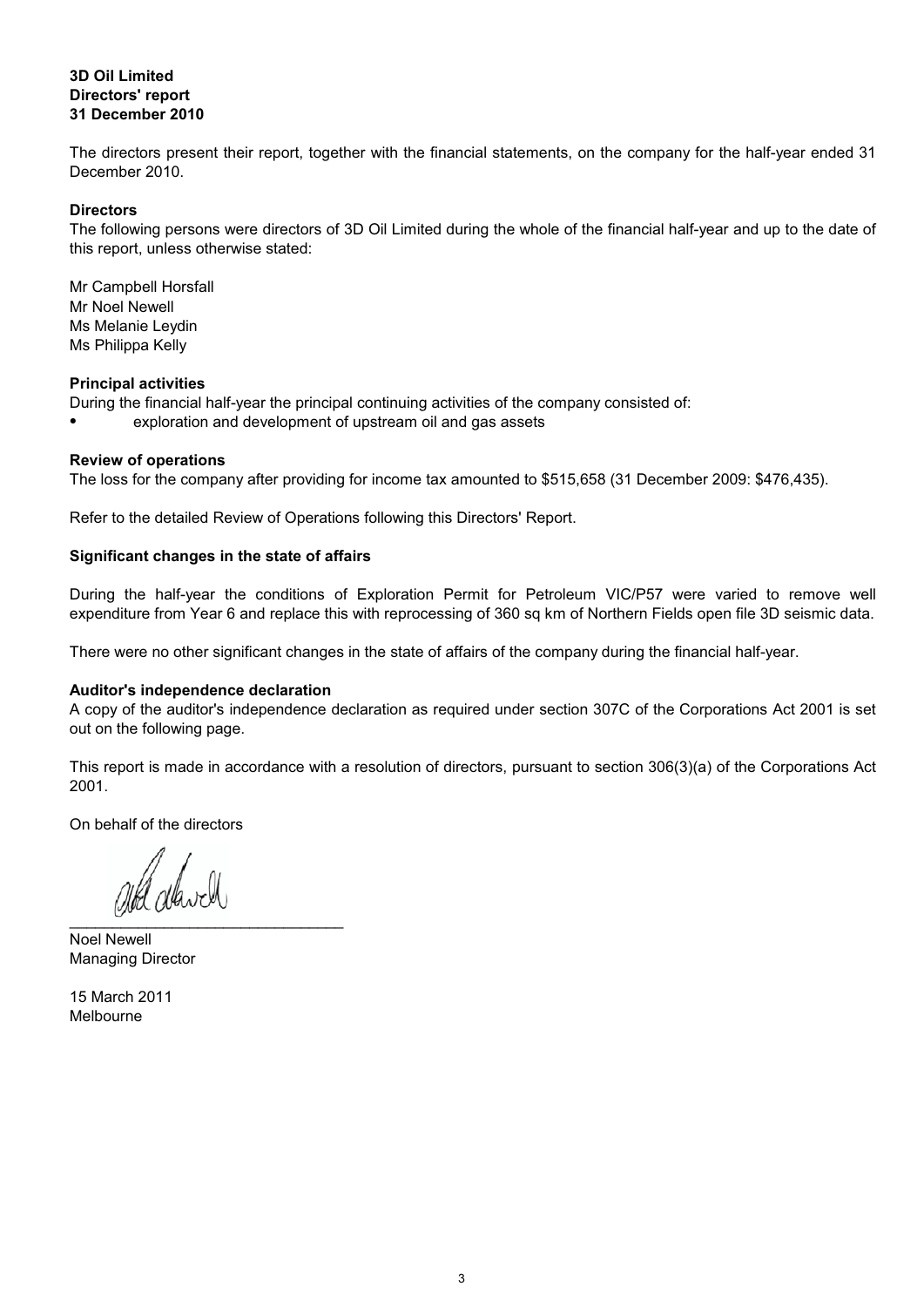**3D Oil Limited**
**Directors' report**
**31 December 2010**

The directors present their report, together with the financial statements, on the company for the half-year ended 31 December 2010.

**Directors**

The following persons were directors of 3D Oil Limited during the whole of the financial half-year and up to the date of this report, unless otherwise stated:

Mr Campbell Horsfall
Mr Noel Newell
Ms Melanie Leydin
Ms Philippa Kelly

**Principal activities**

During the financial half-year the principal continuing activities of the company consisted of:

- exploration and development of upstream oil and gas assets

**Review of operations**

The loss for the company after providing for income tax amounted to $515,658 (31 December 2009: $476,435).

Refer to the detailed Review of Operations following this Directors' Report.

**Significant changes in the state of affairs**

During the half-year the conditions of Exploration Permit for Petroleum VIC/P57 were varied to remove well expenditure from Year 6 and replace this with reprocessing of 360 sq km of Northern Fields open file 3D seismic data.

There were no other significant changes in the state of affairs of the company during the financial half-year.

**Auditor's independence declaration**

A copy of the auditor's independence declaration as required under section 307C of the Corporations Act 2001 is set out on the following page.

This report is made in accordance with a resolution of directors, pursuant to section 306(3)(a) of the Corporations Act 2001.

On behalf of the directors

\_\_\_\_\_\_\_\_\_\_\_\_\_\_\_\_\_\_\_\_\_\_\_\_\_\_\_\_\_\_\_\_

Noel Newell
Managing Director

15 March 2011
Melbourne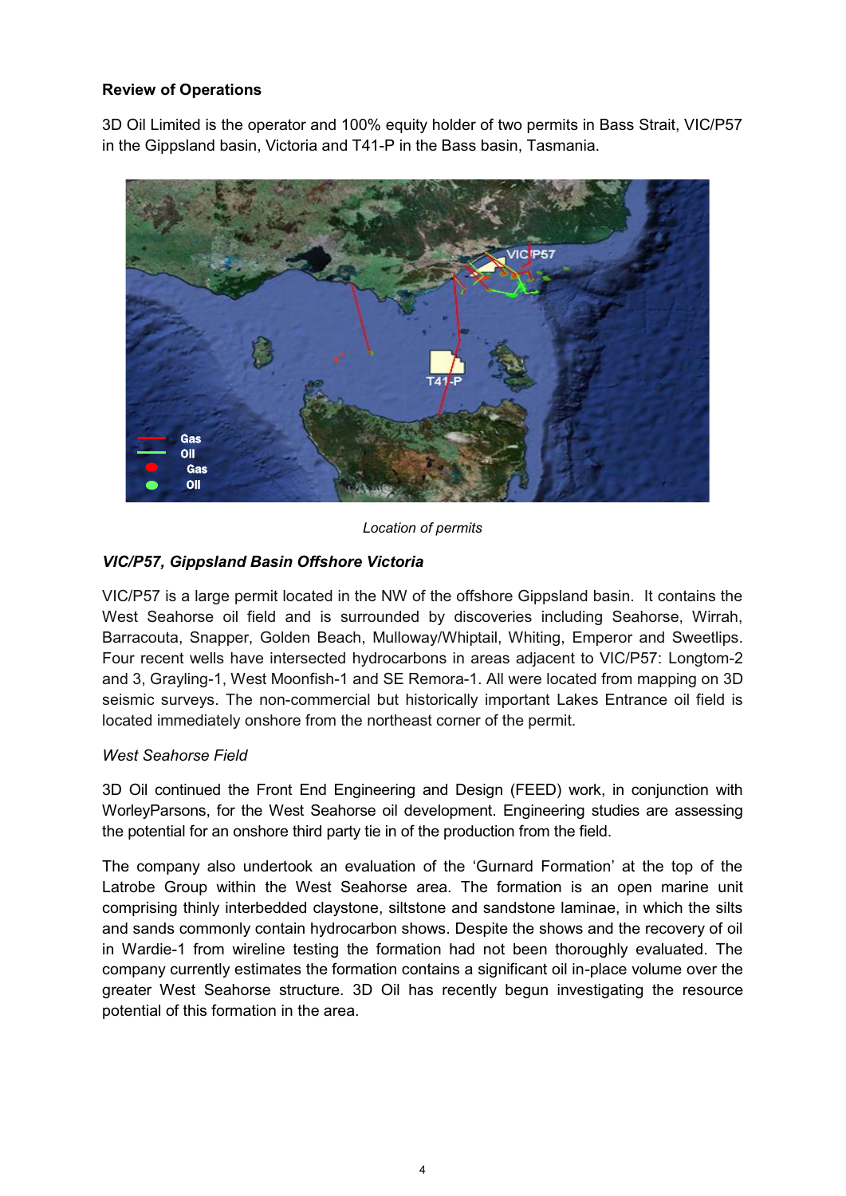**Review of Operations**

3D Oil Limited is the operator and 100% equity holder of two permits in Bass Strait, VIC/P57 in the Gippsland basin, Victoria and T41-P in the Bass basin, Tasmania.

*Location of permits*

***VIC/P57, Gippsland Basin Offshore Victoria***

VIC/P57 is a large permit located in the NW of the offshore Gippsland basin. It contains the West Seahorse oil field and is surrounded by discoveries including Seahorse, Wirrah, Barracouta, Snapper, Golden Beach, Mulloway/Whiptail, Whiting, Emperor and Sweetlips. Four recent wells have intersected hydrocarbons in areas adjacent to VIC/P57: Longtom-2 and 3, Grayling-1, West Moonfish-1 and SE Remora-1. All were located from mapping on 3D seismic surveys. The non-commercial but historically important Lakes Entrance oil field is located immediately onshore from the northeast corner of the permit.

*West Seahorse Field*

3D Oil continued the Front End Engineering and Design (FEED) work, in conjunction with WorleyParsons, for the West Seahorse oil development. Engineering studies are assessing the potential for an onshore third party tie in of the production from the field.

The company also undertook an evaluation of the 'Gurnard Formation' at the top of the Latrobe Group within the West Seahorse area. The formation is an open marine unit comprising thinly interbedded claystone, siltstone and sandstone laminae, in which the silts and sands commonly contain hydrocarbon shows. Despite the shows and the recovery of oil in Wardie-1 from wireline testing the formation had not been thoroughly evaluated. The company currently estimates the formation contains a significant oil in-place volume over the greater West Seahorse structure. 3D Oil has recently begun investigating the resource potential of this formation in the area.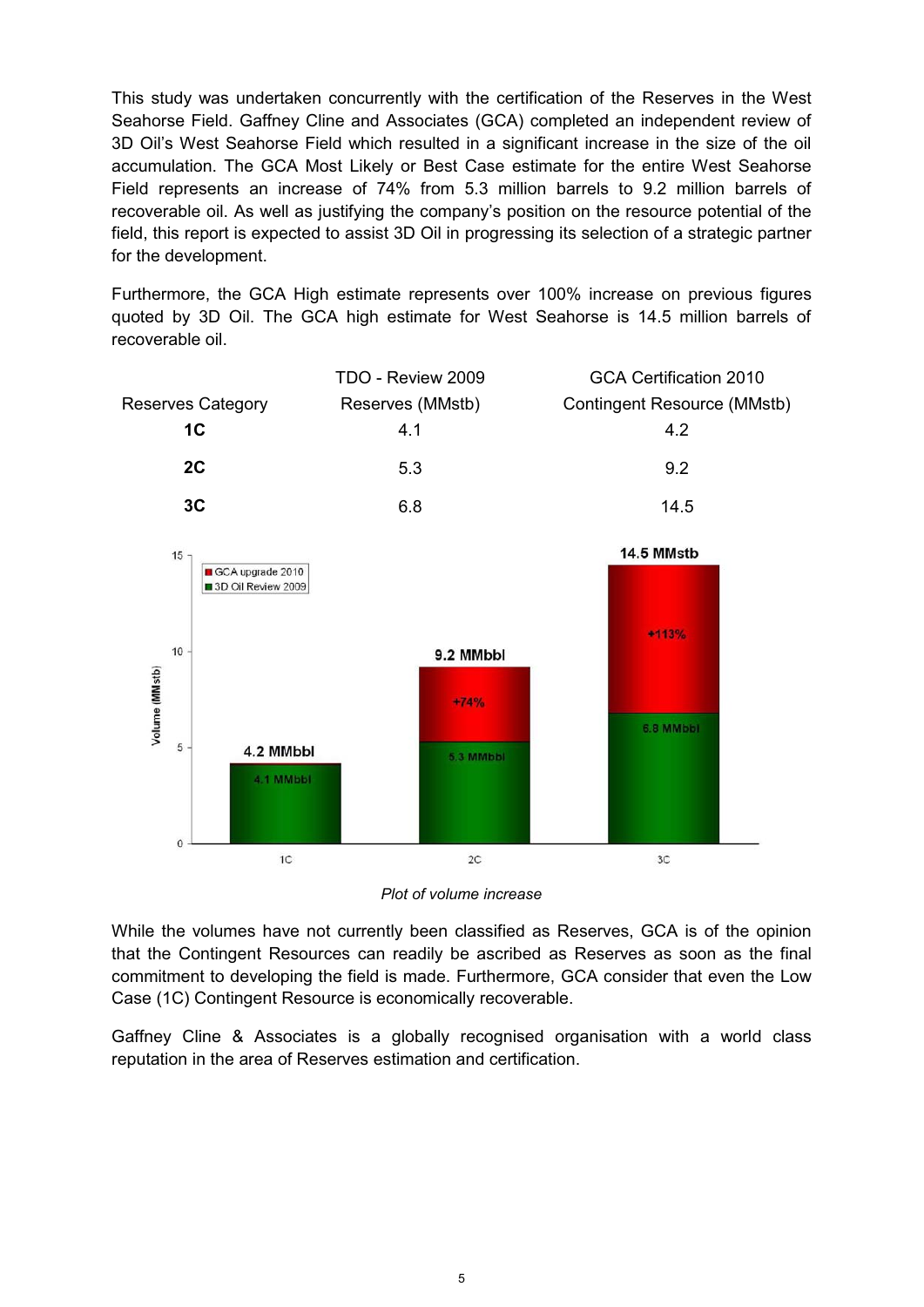This study was undertaken concurrently with the certification of the Reserves in the West Seahorse Field. Gaffney Cline and Associates (GCA) completed an independent review of 3D Oil's West Seahorse Field which resulted in a significant increase in the size of the oil accumulation. The GCA Most Likely or Best Case estimate for the entire West Seahorse Field represents an increase of 74% from 5.3 million barrels to 9.2 million barrels of recoverable oil. As well as justifying the company's position on the resource potential of the field, this report is expected to assist 3D Oil in progressing its selection of a strategic partner for the development.

Furthermore, the GCA High estimate represents over 100% increase on previous figures quoted by 3D Oil. The GCA high estimate for West Seahorse is 14.5 million barrels of recoverable oil.

| Reserves Category | TDO - Review 2009 Reserves (MMstb) | GCA Certification 2010 Contingent Resource (MMstb) |
|---|---|---|
| **1C** | 4.1 | 4.2 |
| **2C** | 5.3 | 9.2 |
| **3C** | 6.8 | 14.5 |

*Plot of volume increase*

While the volumes have not currently been classified as Reserves, GCA is of the opinion that the Contingent Resources can readily be ascribed as Reserves as soon as the final commitment to developing the field is made. Furthermore, GCA consider that even the Low Case (1C) Contingent Resource is economically recoverable.

Gaffney Cline & Associates is a globally recognised organisation with a world class reputation in the area of Reserves estimation and certification.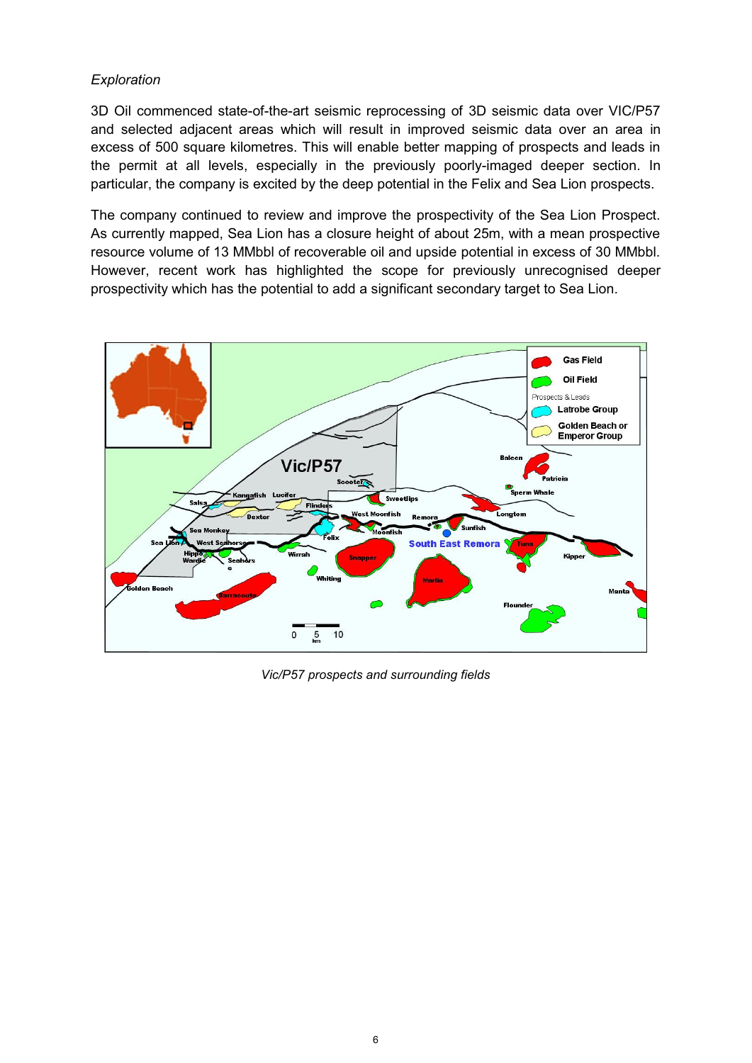*Exploration*

3D Oil commenced state-of-the-art seismic reprocessing of 3D seismic data over VIC/P57 and selected adjacent areas which will result in improved seismic data over an area in excess of 500 square kilometres. This will enable better mapping of prospects and leads in the permit at all levels, especially in the previously poorly-imaged deeper section. In particular, the company is excited by the deep potential in the Felix and Sea Lion prospects.

The company continued to review and improve the prospectivity of the Sea Lion Prospect. As currently mapped, Sea Lion has a closure height of about 25m, with a mean prospective resource volume of 13 MMbbl of recoverable oil and upside potential in excess of 30 MMbbl. However, recent work has highlighted the scope for previously unrecognised deeper prospectivity which has the potential to add a significant secondary target to Sea Lion.

*Vic/P57 prospects and surrounding fields*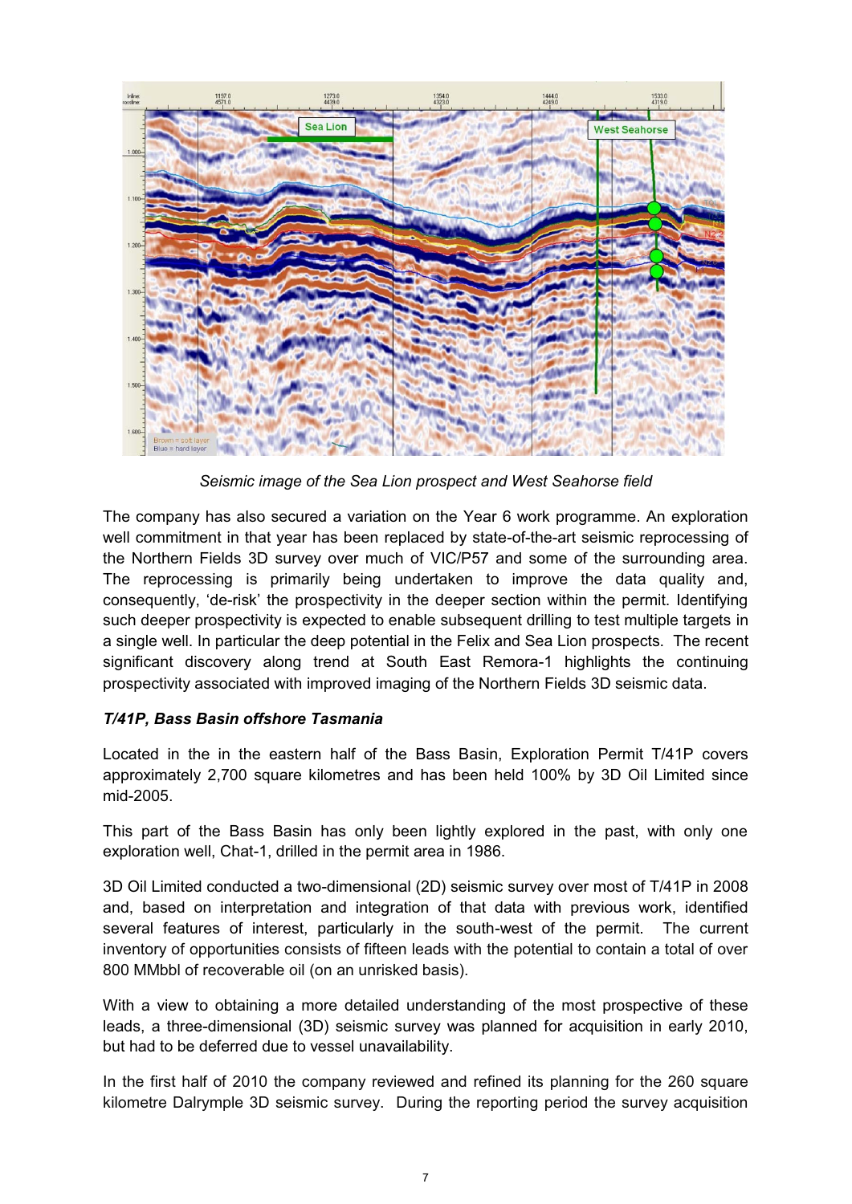*Seismic image of the Sea Lion prospect and West Seahorse field*

The company has also secured a variation on the Year 6 work programme. An exploration well commitment in that year has been replaced by state-of-the-art seismic reprocessing of the Northern Fields 3D survey over much of VIC/P57 and some of the surrounding area. The reprocessing is primarily being undertaken to improve the data quality and, consequently, 'de-risk' the prospectivity in the deeper section within the permit. Identifying such deeper prospectivity is expected to enable subsequent drilling to test multiple targets in a single well. In particular the deep potential in the Felix and Sea Lion prospects. The recent significant discovery along trend at South East Remora-1 highlights the continuing prospectivity associated with improved imaging of the Northern Fields 3D seismic data.

### *T/41P, Bass Basin offshore Tasmania*

Located in the in the eastern half of the Bass Basin, Exploration Permit T/41P covers approximately 2,700 square kilometres and has been held 100% by 3D Oil Limited since mid-2005.

This part of the Bass Basin has only been lightly explored in the past, with only one exploration well, Chat-1, drilled in the permit area in 1986.

3D Oil Limited conducted a two-dimensional (2D) seismic survey over most of T/41P in 2008 and, based on interpretation and integration of that data with previous work, identified several features of interest, particularly in the south-west of the permit. The current inventory of opportunities consists of fifteen leads with the potential to contain a total of over 800 MMbbl of recoverable oil (on an unrisked basis).

With a view to obtaining a more detailed understanding of the most prospective of these leads, a three-dimensional (3D) seismic survey was planned for acquisition in early 2010, but had to be deferred due to vessel unavailability.

In the first half of 2010 the company reviewed and refined its planning for the 260 square kilometre Dalrymple 3D seismic survey. During the reporting period the survey acquisition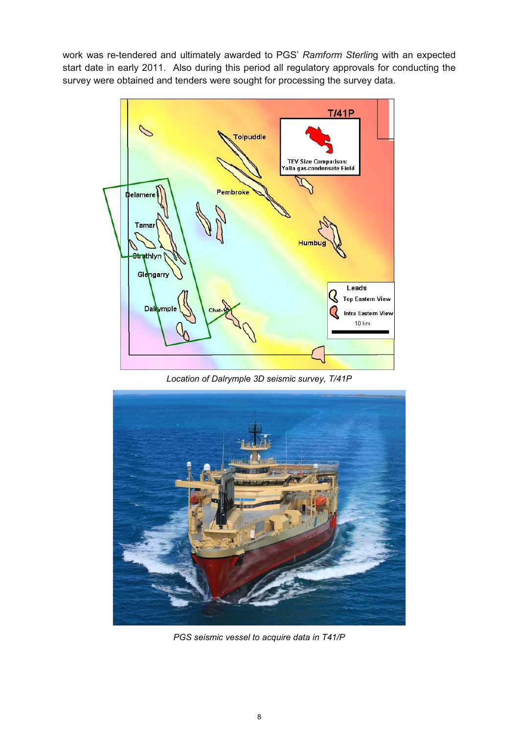work was re-tendered and ultimately awarded to PGS' *Ramform Sterling* with an expected start date in early 2011. Also during this period all regulatory approvals for conducting the survey were obtained and tenders were sought for processing the survey data.

*Location of Dalrymple 3D seismic survey, T/41P*

*PGS seismic vessel to acquire data in T41/P*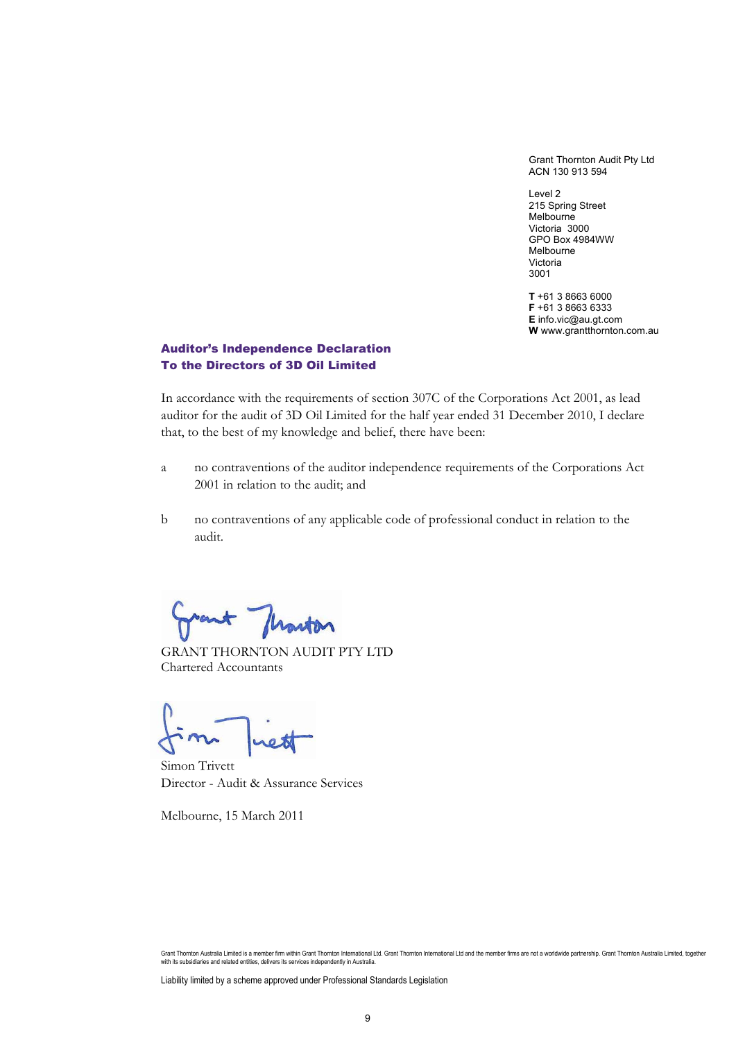Grant Thornton Audit Pty Ltd
ACN 130 913 594

Level 2
215 Spring Street
Melbourne
Victoria 3000
GPO Box 4984WW
Melbourne
Victoria
3001

**T** +61 3 8663 6000
**F** +61 3 8663 6333
**E** info.vic@au.gt.com
**W** www.grantthornton.com.au

## Auditor's Independence Declaration
## To the Directors of 3D Oil Limited

In accordance with the requirements of section 307C of the Corporations Act 2001, as lead auditor for the audit of 3D Oil Limited for the half year ended 31 December 2010, I declare that, to the best of my knowledge and belief, there have been:

a no contraventions of the auditor independence requirements of the Corporations Act 2001 in relation to the audit; and

b no contraventions of any applicable code of professional conduct in relation to the audit.

GRANT THORNTON AUDIT PTY LTD
Chartered Accountants

Simon Trivett
Director - Audit & Assurance Services

Melbourne, 15 March 2011

Grant Thornton Australia Limited is a member firm within Grant Thornton International Ltd. Grant Thornton International Ltd and the member firms are not a worldwide partnership. Grant Thornton Australia Limited, together with its subsidiaries and related entities, delivers its services independently in Australia.

Liability limited by a scheme approved under Professional Standards Legislation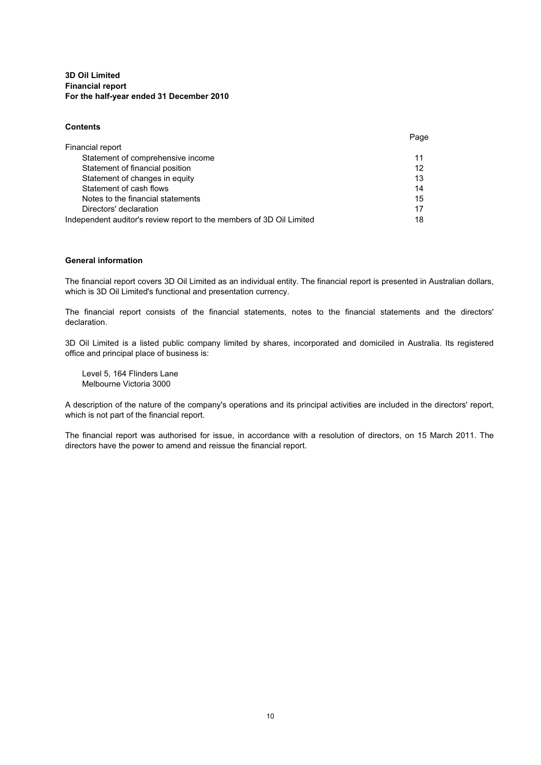**3D Oil Limited**
**Financial report**
**For the half-year ended 31 December 2010**

**Contents**

| | Page |
|---|---|
| Financial report | |
| Statement of comprehensive income | 11 |
| Statement of financial position | 12 |
| Statement of changes in equity | 13 |
| Statement of cash flows | 14 |
| Notes to the financial statements | 15 |
| Directors' declaration | 17 |
| Independent auditor's review report to the members of 3D Oil Limited | 18 |

**General information**

The financial report covers 3D Oil Limited as an individual entity. The financial report is presented in Australian dollars, which is 3D Oil Limited's functional and presentation currency.

The financial report consists of the financial statements, notes to the financial statements and the directors' declaration.

3D Oil Limited is a listed public company limited by shares, incorporated and domiciled in Australia. Its registered office and principal place of business is:

Level 5, 164 Flinders Lane
Melbourne Victoria 3000

A description of the nature of the company's operations and its principal activities are included in the directors' report, which is not part of the financial report.

The financial report was authorised for issue, in accordance with a resolution of directors, on 15 March 2011. The directors have the power to amend and reissue the financial report.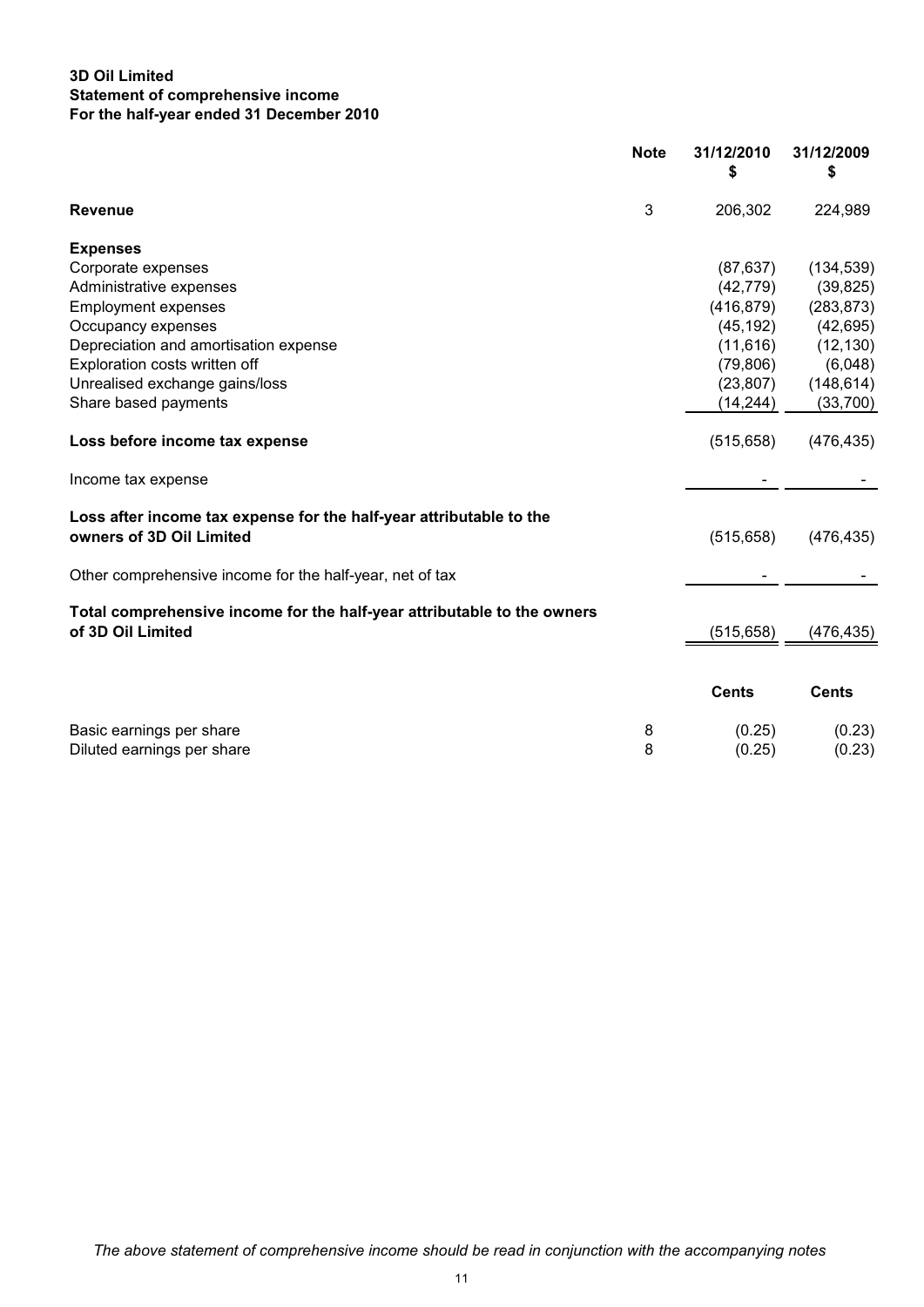**3D Oil Limited**
**Statement of comprehensive income**
**For the half-year ended 31 December 2010**

| | Note | 31/12/2010 $ | 31/12/2009 $ |
|---|---|---|---|
| **Revenue** | 3 | 206,302 | 224,989 |
| **Expenses** | | | |
| Corporate expenses | | (87,637) | (134,539) |
| Administrative expenses | | (42,779) | (39,825) |
| Employment expenses | | (416,879) | (283,873) |
| Occupancy expenses | | (45,192) | (42,695) |
| Depreciation and amortisation expense | | (11,616) | (12,130) |
| Exploration costs written off | | (79,806) | (6,048) |
| Unrealised exchange gains/loss | | (23,807) | (148,614) |
| Share based payments | | (14,244) | (33,700) |
| **Loss before income tax expense** | | (515,658) | (476,435) |
| Income tax expense | | - | - |
| **Loss after income tax expense for the half-year attributable to the owners of 3D Oil Limited** | | (515,658) | (476,435) |
| Other comprehensive income for the half-year, net of tax | | - | - |
| **Total comprehensive income for the half-year attributable to the owners of 3D Oil Limited** | | (515,658) | (476,435) |
| | | **Cents** | **Cents** |
| Basic earnings per share | 8 | (0.25) | (0.23) |
| Diluted earnings per share | 8 | (0.25) | (0.23) |

*The above statement of comprehensive income should be read in conjunction with the accompanying notes*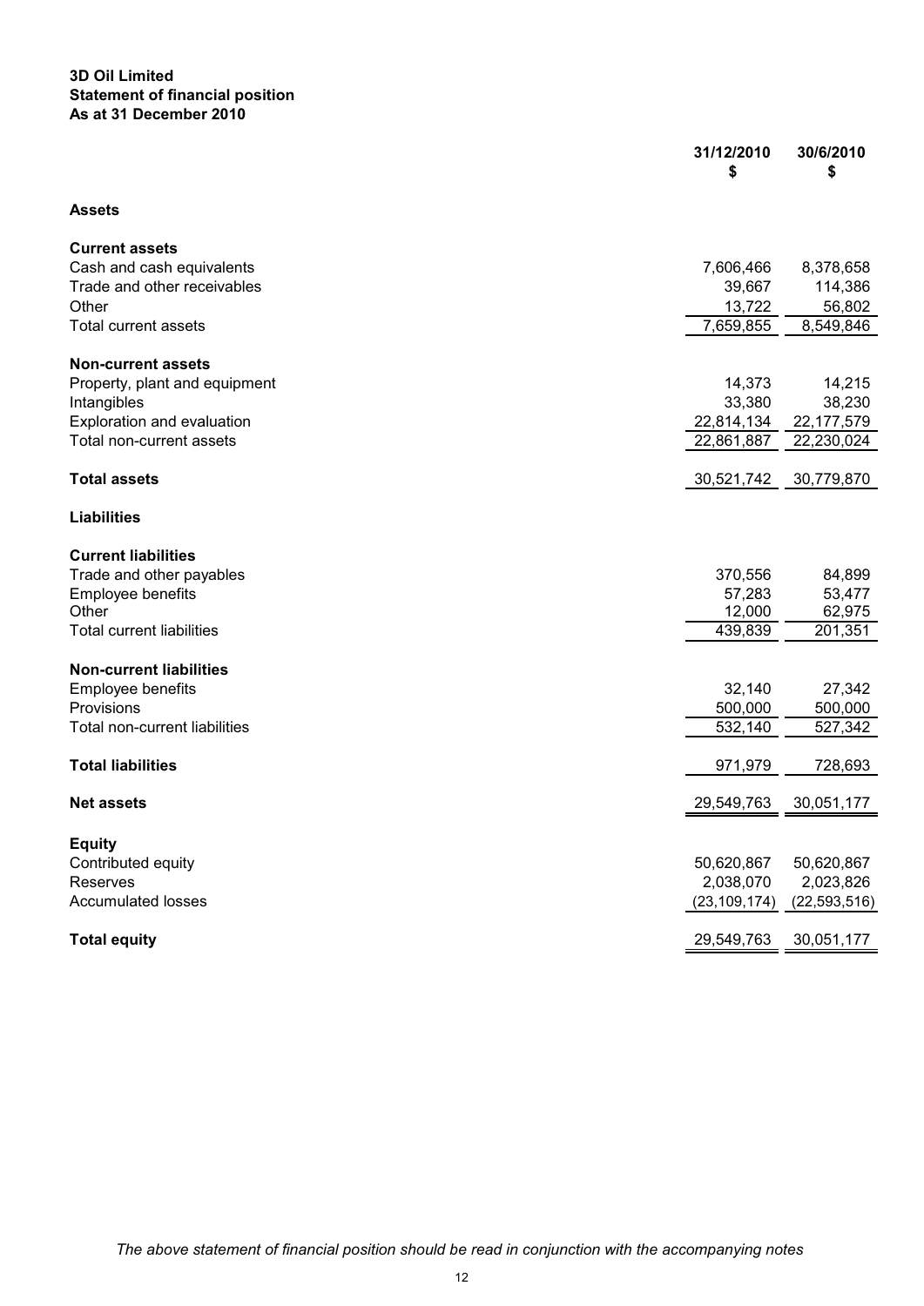**3D Oil Limited**
**Statement of financial position**
**As at 31 December 2010**

| | 31/12/2010<br>$ | 30/6/2010<br>$ |
|---|---|---|
| **Assets** | | |
| **Current assets** | | |
| Cash and cash equivalents | 7,606,466 | 8,378,658 |
| Trade and other receivables | 39,667 | 114,386 |
| Other | 13,722 | 56,802 |
| Total current assets | 7,659,855 | 8,549,846 |
| **Non-current assets** | | |
| Property, plant and equipment | 14,373 | 14,215 |
| Intangibles | 33,380 | 38,230 |
| Exploration and evaluation | 22,814,134 | 22,177,579 |
| Total non-current assets | 22,861,887 | 22,230,024 |
| **Total assets** | 30,521,742 | 30,779,870 |
| **Liabilities** | | |
| **Current liabilities** | | |
| Trade and other payables | 370,556 | 84,899 |
| Employee benefits | 57,283 | 53,477 |
| Other | 12,000 | 62,975 |
| Total current liabilities | 439,839 | 201,351 |
| **Non-current liabilities** | | |
| Employee benefits | 32,140 | 27,342 |
| Provisions | 500,000 | 500,000 |
| Total non-current liabilities | 532,140 | 527,342 |
| **Total liabilities** | 971,979 | 728,693 |
| **Net assets** | 29,549,763 | 30,051,177 |
| **Equity** | | |
| Contributed equity | 50,620,867 | 50,620,867 |
| Reserves | 2,038,070 | 2,023,826 |
| Accumulated losses | (23,109,174) | (22,593,516) |
| **Total equity** | 29,549,763 | 30,051,177 |

*The above statement of financial position should be read in conjunction with the accompanying notes*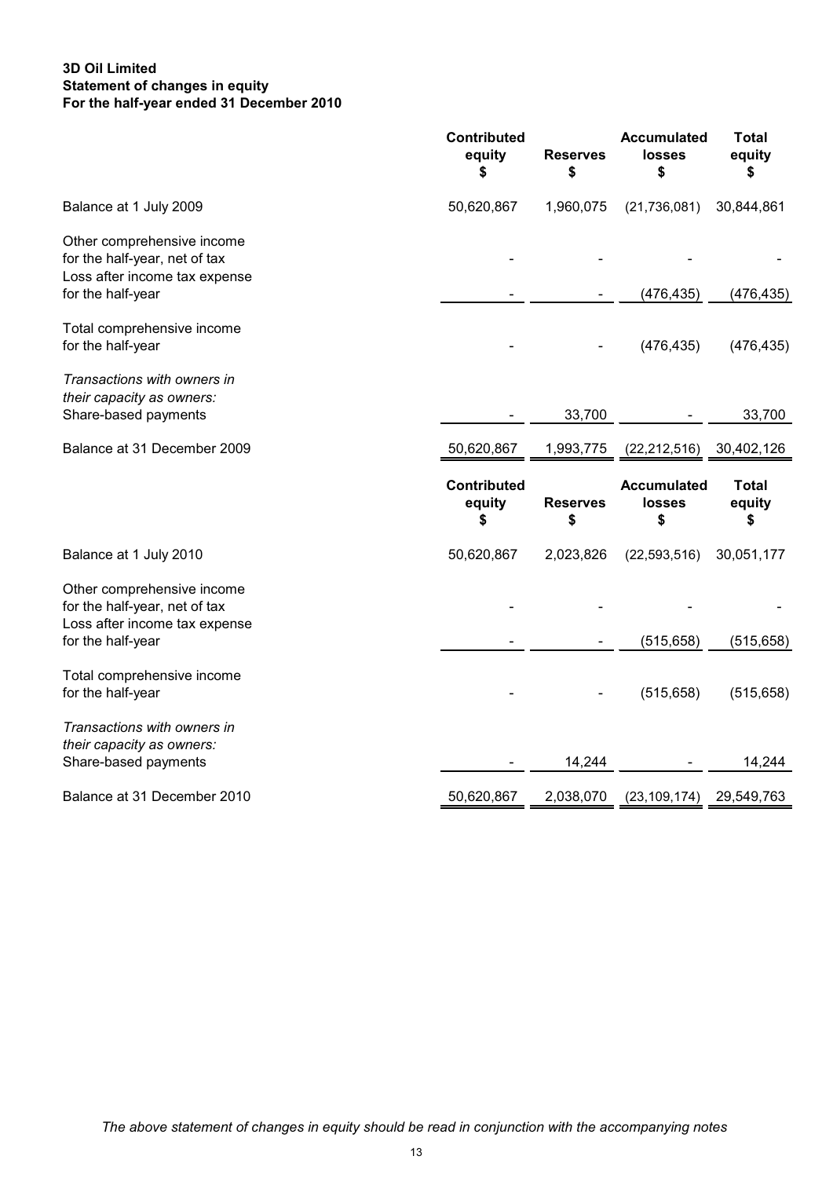**3D Oil Limited**
**Statement of changes in equity**
**For the half-year ended 31 December 2010**

| | Contributed equity $ | Reserves $ | Accumulated losses $ | Total equity $ |
|---|---|---|---|---|
| Balance at 1 July 2009 | 50,620,867 | 1,960,075 | (21,736,081) | 30,844,861 |
| Other comprehensive income for the half-year, net of tax | - | - | - | - |
| Loss after income tax expense for the half-year | - | - | (476,435) | (476,435) |
| Total comprehensive income for the half-year | - | - | (476,435) | (476,435) |
| *Transactions with owners in their capacity as owners:* | | | | |
| Share-based payments | - | 33,700 | - | 33,700 |
| Balance at 31 December 2009 | 50,620,867 | 1,993,775 | (22,212,516) | 30,402,126 |

| | Contributed equity $ | Reserves $ | Accumulated losses $ | Total equity $ |
|---|---|---|---|---|
| Balance at 1 July 2010 | 50,620,867 | 2,023,826 | (22,593,516) | 30,051,177 |
| Other comprehensive income for the half-year, net of tax | - | - | - | - |
| Loss after income tax expense for the half-year | - | - | (515,658) | (515,658) |
| Total comprehensive income for the half-year | - | - | (515,658) | (515,658) |
| *Transactions with owners in their capacity as owners:* | | | | |
| Share-based payments | - | 14,244 | - | 14,244 |
| Balance at 31 December 2010 | 50,620,867 | 2,038,070 | (23,109,174) | 29,549,763 |

*The above statement of changes in equity should be read in conjunction with the accompanying notes*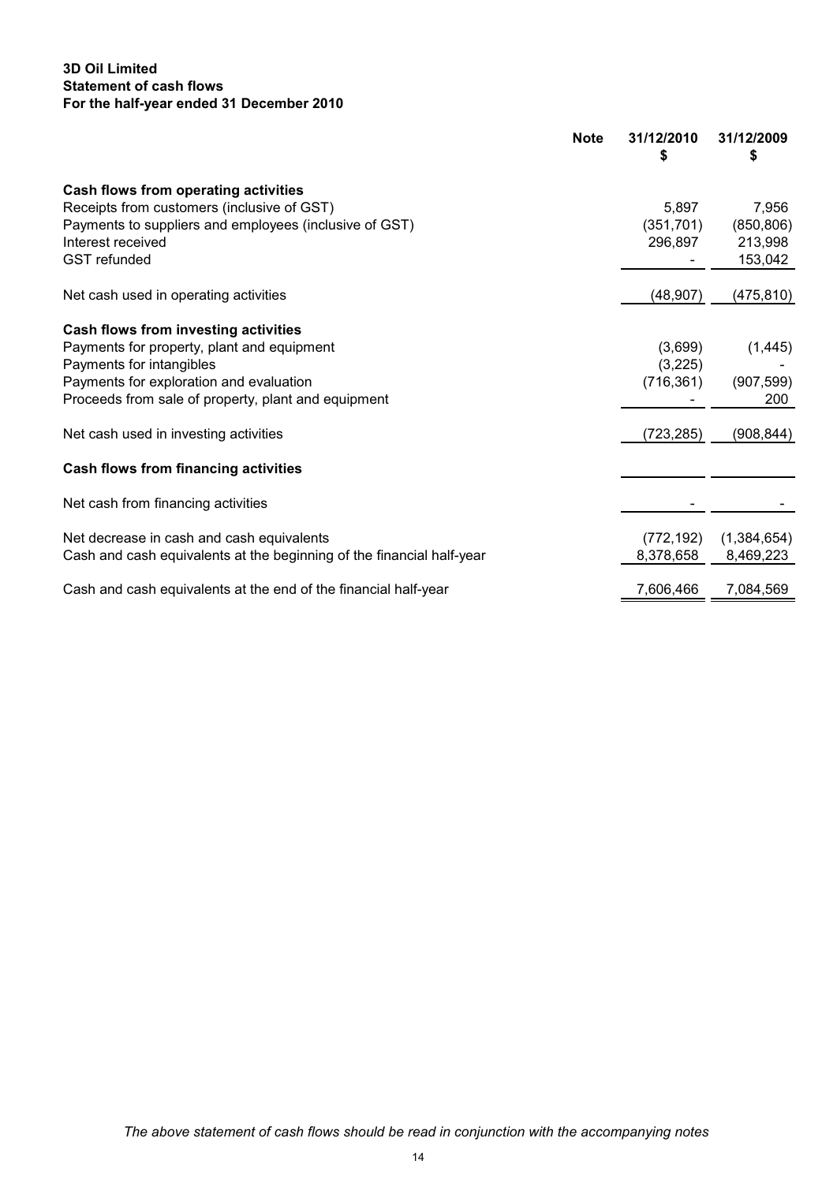**3D Oil Limited**
**Statement of cash flows**
**For the half-year ended 31 December 2010**

| | Note | 31/12/2010 $ | 31/12/2009 $ |
|---|---|---|---|
| **Cash flows from operating activities** | | | |
| Receipts from customers (inclusive of GST) | | 5,897 | 7,956 |
| Payments to suppliers and employees (inclusive of GST) | | (351,701) | (850,806) |
| Interest received | | 296,897 | 213,998 |
| GST refunded | | - | 153,042 |
| Net cash used in operating activities | | (48,907) | (475,810) |
| **Cash flows from investing activities** | | | |
| Payments for property, plant and equipment | | (3,699) | (1,445) |
| Payments for intangibles | | (3,225) | - |
| Payments for exploration and evaluation | | (716,361) | (907,599) |
| Proceeds from sale of property, plant and equipment | | - | 200 |
| Net cash used in investing activities | | (723,285) | (908,844) |
| **Cash flows from financing activities** | | | |
| Net cash from financing activities | | - | - |
| Net decrease in cash and cash equivalents | | (772,192) | (1,384,654) |
| Cash and cash equivalents at the beginning of the financial half-year | | 8,378,658 | 8,469,223 |
| Cash and cash equivalents at the end of the financial half-year | | 7,606,466 | 7,084,569 |

*The above statement of cash flows should be read in conjunction with the accompanying notes*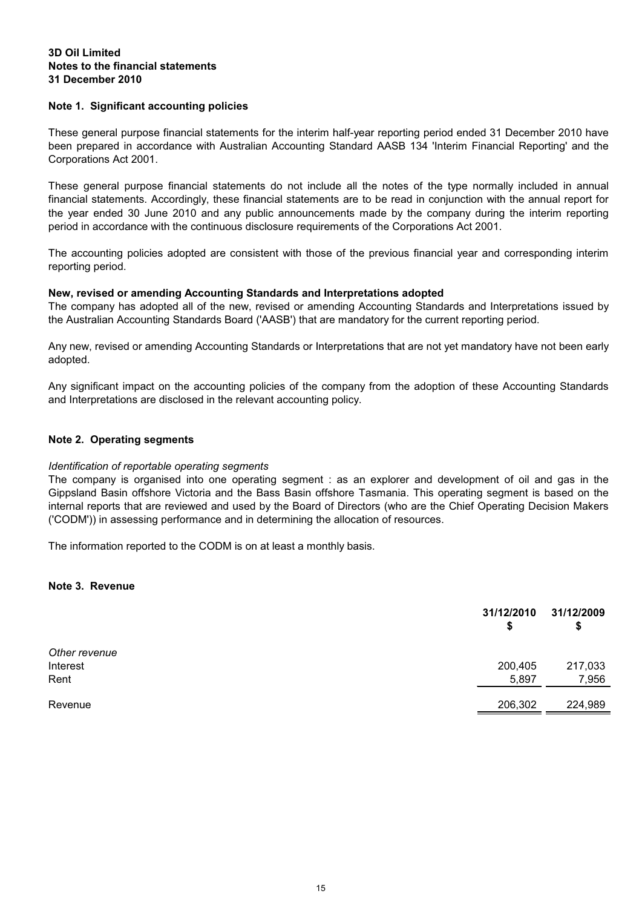**3D Oil Limited**
**Notes to the financial statements**
**31 December 2010**

### Note 1. Significant accounting policies

These general purpose financial statements for the interim half-year reporting period ended 31 December 2010 have been prepared in accordance with Australian Accounting Standard AASB 134 'Interim Financial Reporting' and the Corporations Act 2001.

These general purpose financial statements do not include all the notes of the type normally included in annual financial statements. Accordingly, these financial statements are to be read in conjunction with the annual report for the year ended 30 June 2010 and any public announcements made by the company during the interim reporting period in accordance with the continuous disclosure requirements of the Corporations Act 2001.

The accounting policies adopted are consistent with those of the previous financial year and corresponding interim reporting period.

**New, revised or amending Accounting Standards and Interpretations adopted**
The company has adopted all of the new, revised or amending Accounting Standards and Interpretations issued by the Australian Accounting Standards Board ('AASB') that are mandatory for the current reporting period.

Any new, revised or amending Accounting Standards or Interpretations that are not yet mandatory have not been early adopted.

Any significant impact on the accounting policies of the company from the adoption of these Accounting Standards and Interpretations are disclosed in the relevant accounting policy.

### Note 2. Operating segments

*Identification of reportable operating segments*
The company is organised into one operating segment : as an explorer and development of oil and gas in the Gippsland Basin offshore Victoria and the Bass Basin offshore Tasmania. This operating segment is based on the internal reports that are reviewed and used by the Board of Directors (who are the Chief Operating Decision Makers ('CODM')) in assessing performance and in determining the allocation of resources.

The information reported to the CODM is on at least a monthly basis.

### Note 3. Revenue

| | 31/12/2010 $ | 31/12/2009 $ |
|---|---|---|
| *Other revenue* | | |
| Interest | 200,405 | 217,033 |
| Rent | 5,897 | 7,956 |
| Revenue | 206,302 | 224,989 |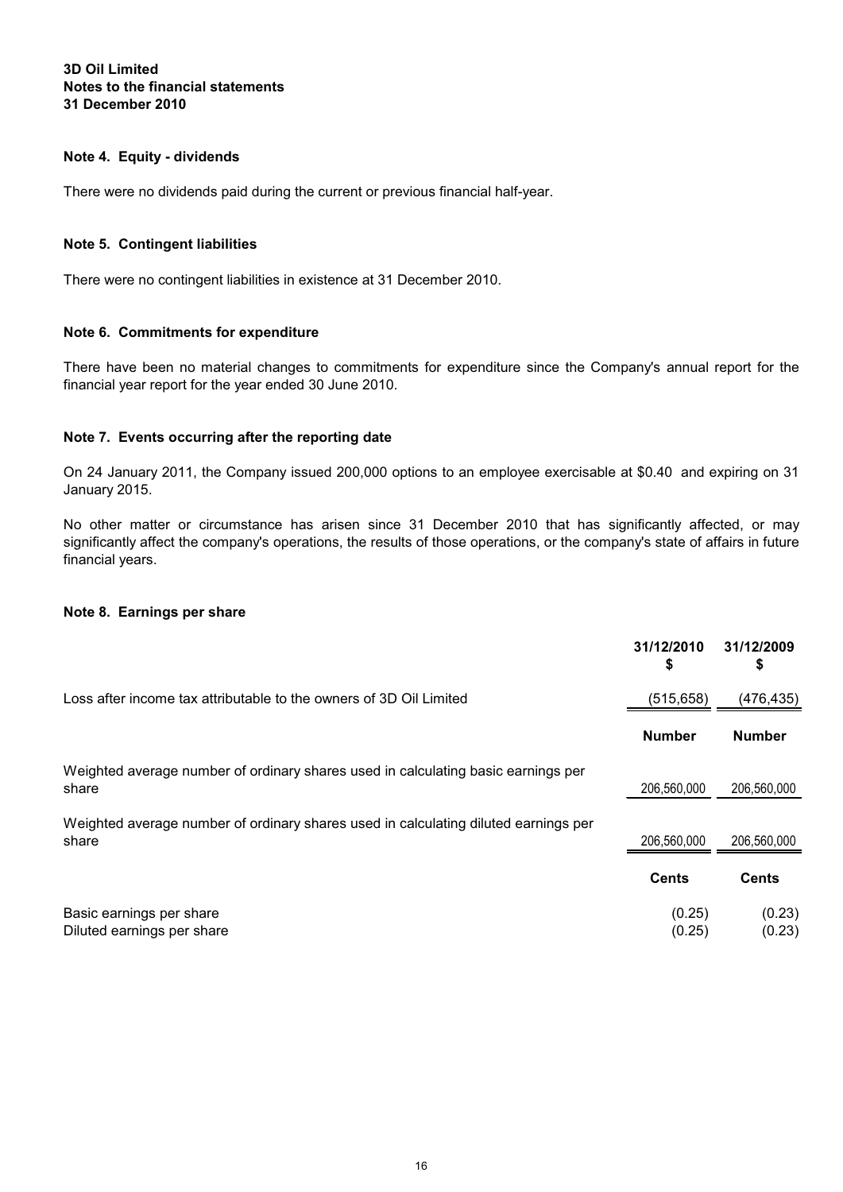**3D Oil Limited**
**Notes to the financial statements**
**31 December 2010**

### Note 4. Equity - dividends

There were no dividends paid during the current or previous financial half-year.

### Note 5. Contingent liabilities

There were no contingent liabilities in existence at 31 December 2010.

### Note 6. Commitments for expenditure

There have been no material changes to commitments for expenditure since the Company's annual report for the financial year report for the year ended 30 June 2010.

### Note 7. Events occurring after the reporting date

On 24 January 2011, the Company issued 200,000 options to an employee exercisable at $0.40 and expiring on 31 January 2015.

No other matter or circumstance has arisen since 31 December 2010 that has significantly affected, or may significantly affect the company's operations, the results of those operations, or the company's state of affairs in future financial years.

### Note 8. Earnings per share

| | 31/12/2010 $ | 31/12/2009 $ |
|---|---|---|
| Loss after income tax attributable to the owners of 3D Oil Limited | (515,658) | (476,435) |
| | **Number** | **Number** |
| Weighted average number of ordinary shares used in calculating basic earnings per share | 206,560,000 | 206,560,000 |
| Weighted average number of ordinary shares used in calculating diluted earnings per share | 206,560,000 | 206,560,000 |
| | **Cents** | **Cents** |
| Basic earnings per share | (0.25) | (0.23) |
| Diluted earnings per share | (0.25) | (0.23) |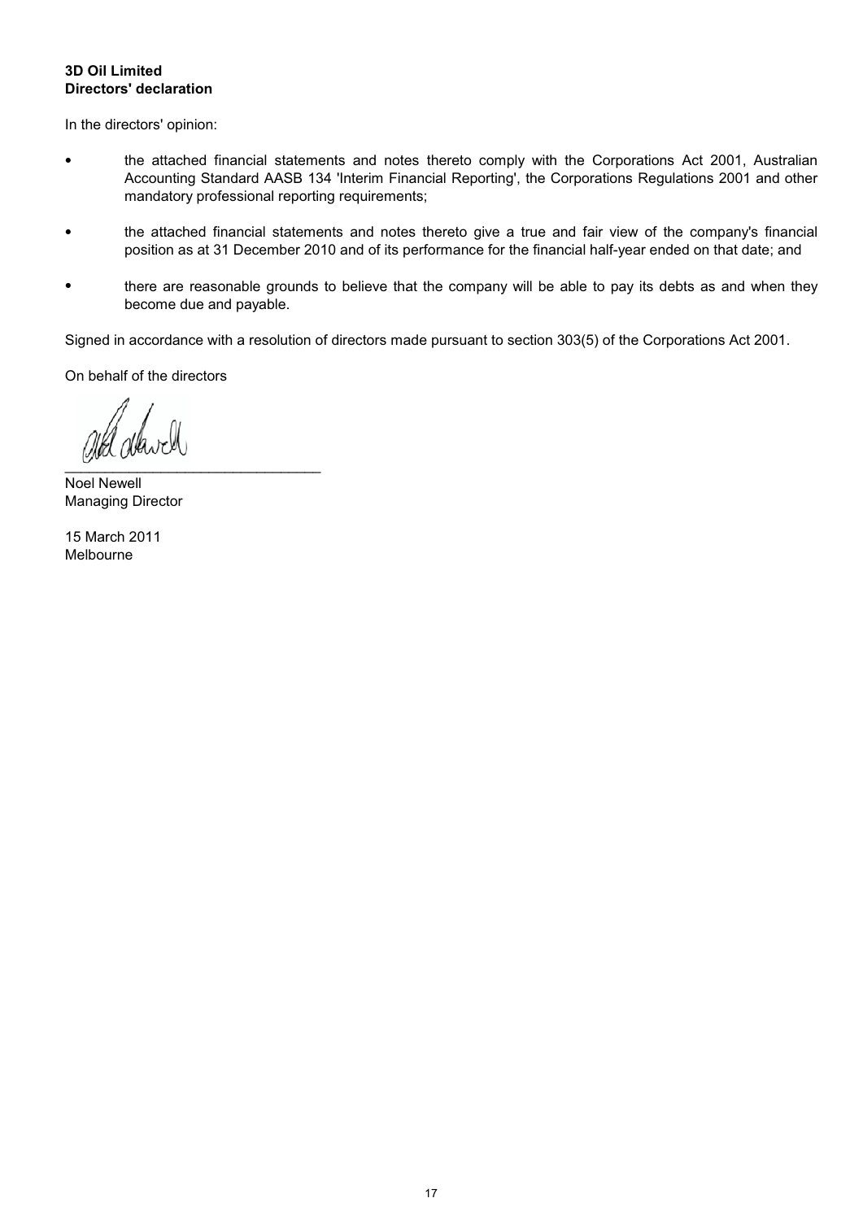**3D Oil Limited**
**Directors' declaration**

In the directors' opinion:

- the attached financial statements and notes thereto comply with the Corporations Act 2001, Australian Accounting Standard AASB 134 'Interim Financial Reporting', the Corporations Regulations 2001 and other mandatory professional reporting requirements;

- the attached financial statements and notes thereto give a true and fair view of the company's financial position as at 31 December 2010 and of its performance for the financial half-year ended on that date; and

- there are reasonable grounds to believe that the company will be able to pay its debts as and when they become due and payable.

Signed in accordance with a resolution of directors made pursuant to section 303(5) of the Corporations Act 2001.

On behalf of the directors

\_\_\_\_\_\_\_\_\_\_\_\_\_\_\_\_\_\_\_\_\_\_\_\_\_\_\_\_\_\_\_\_

Noel Newell
Managing Director

15 March 2011
Melbourne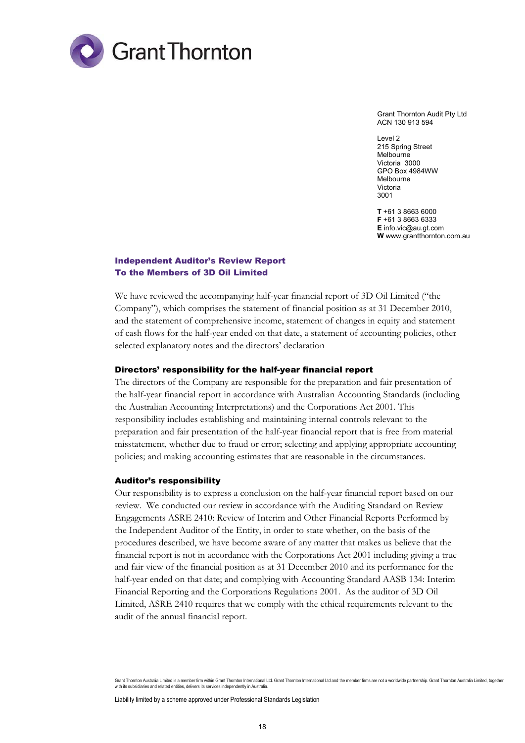Grant Thornton

Grant Thornton Audit Pty Ltd
ACN 130 913 594

Level 2
215 Spring Street
Melbourne
Victoria 3000
GPO Box 4984WW
Melbourne
Victoria
3001

**T** +61 3 8663 6000
**F** +61 3 8663 6333
**E** info.vic@au.gt.com
**W** www.grantthornton.com.au

## Independent Auditor's Review Report
## To the Members of 3D Oil Limited

We have reviewed the accompanying half-year financial report of 3D Oil Limited ("the Company"), which comprises the statement of financial position as at 31 December 2010, and the statement of comprehensive income, statement of changes in equity and statement of cash flows for the half-year ended on that date, a statement of accounting policies, other selected explanatory notes and the directors' declaration

### Directors' responsibility for the half-year financial report

The directors of the Company are responsible for the preparation and fair presentation of the half-year financial report in accordance with Australian Accounting Standards (including the Australian Accounting Interpretations) and the Corporations Act 2001. This responsibility includes establishing and maintaining internal controls relevant to the preparation and fair presentation of the half-year financial report that is free from material misstatement, whether due to fraud or error; selecting and applying appropriate accounting policies; and making accounting estimates that are reasonable in the circumstances.

### Auditor's responsibility

Our responsibility is to express a conclusion on the half-year financial report based on our review. We conducted our review in accordance with the Auditing Standard on Review Engagements ASRE 2410: Review of Interim and Other Financial Reports Performed by the Independent Auditor of the Entity, in order to state whether, on the basis of the procedures described, we have become aware of any matter that makes us believe that the financial report is not in accordance with the Corporations Act 2001 including giving a true and fair view of the financial position as at 31 December 2010 and its performance for the half-year ended on that date; and complying with Accounting Standard AASB 134: Interim Financial Reporting and the Corporations Regulations 2001. As the auditor of 3D Oil Limited, ASRE 2410 requires that we comply with the ethical requirements relevant to the audit of the annual financial report.

Grant Thornton Australia Limited is a member firm within Grant Thornton International Ltd. Grant Thornton International Ltd and the member firms are not a worldwide partnership. Grant Thornton Australia Limited, together with its subsidiaries and related entities, delivers its services independently in Australia.

Liability limited by a scheme approved under Professional Standards Legislation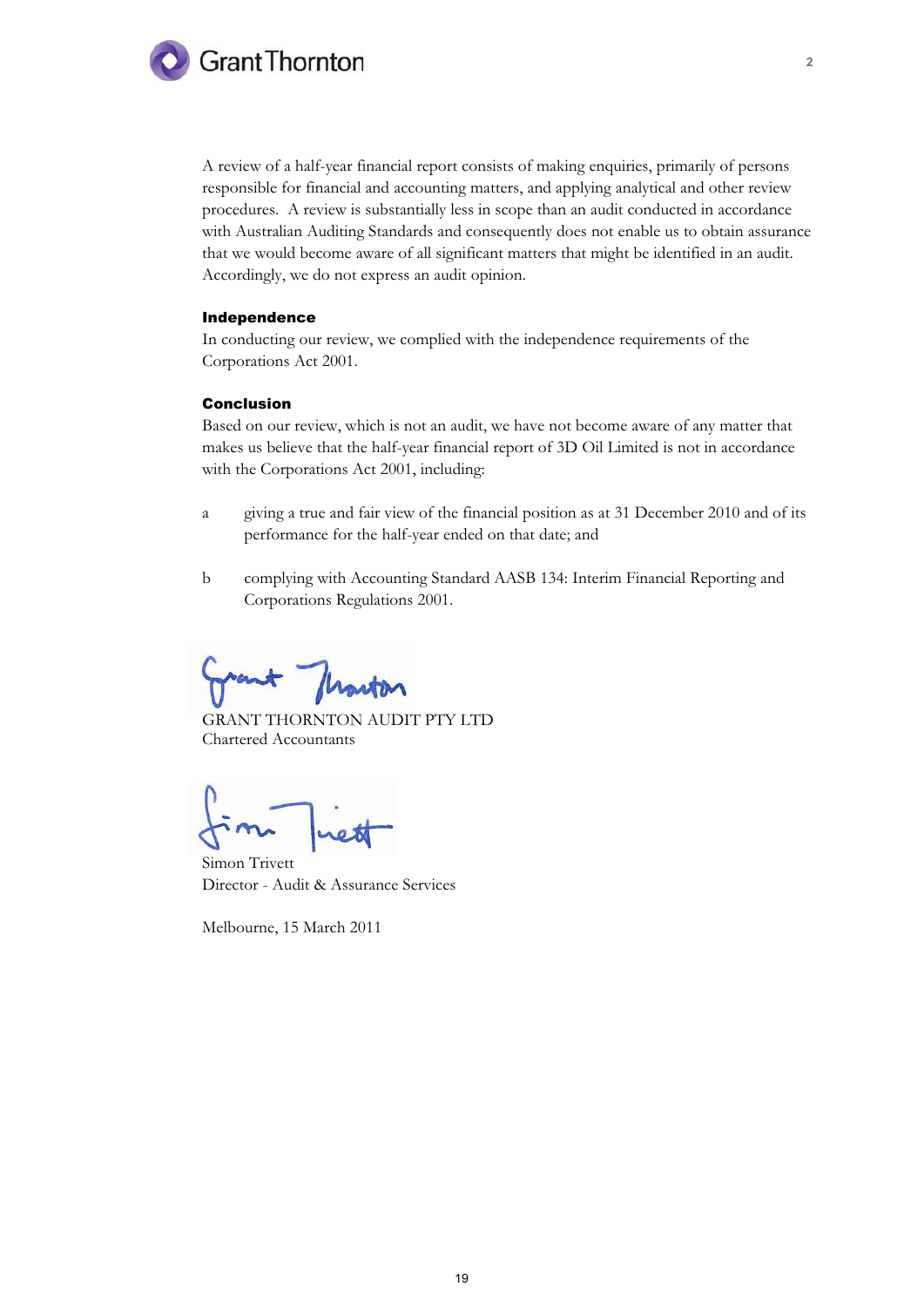A review of a half-year financial report consists of making enquiries, primarily of persons responsible for financial and accounting matters, and applying analytical and other review procedures. A review is substantially less in scope than an audit conducted in accordance with Australian Auditing Standards and consequently does not enable us to obtain assurance that we would become aware of all significant matters that might be identified in an audit. Accordingly, we do not express an audit opinion.

**Independence**

In conducting our review, we complied with the independence requirements of the Corporations Act 2001.

**Conclusion**

Based on our review, which is not an audit, we have not become aware of any matter that makes us believe that the half-year financial report of 3D Oil Limited is not in accordance with the Corporations Act 2001, including:

a giving a true and fair view of the financial position as at 31 December 2010 and of its performance for the half-year ended on that date; and

b complying with Accounting Standard AASB 134: Interim Financial Reporting and Corporations Regulations 2001.

GRANT THORNTON AUDIT PTY LTD
Chartered Accountants

Simon Trivett
Director - Audit & Assurance Services

Melbourne, 15 March 2011